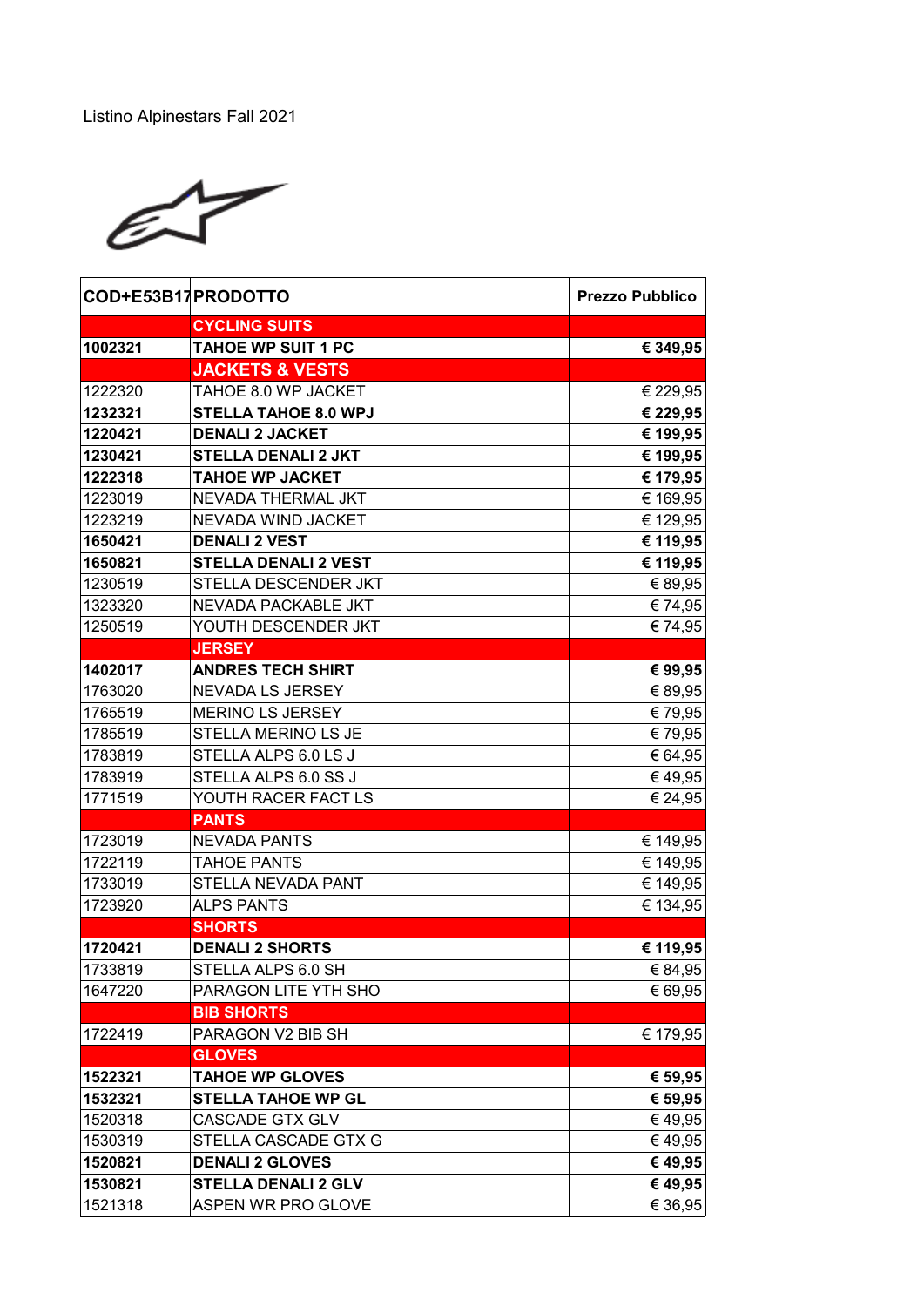Listino Alpinestars Fall 2021

| COD+E53B17 | PRODOTTO | Prezzo Pubblico |
|---|---|---|
| | **CYCLING SUITS** | |
| **1002321** | **TAHOE WP SUIT 1 PC** | **€ 349,95** |
| | **JACKETS & VESTS** | |
| 1222320 | TAHOE 8.0 WP JACKET | € 229,95 |
| **1232321** | **STELLA TAHOE 8.0 WPJ** | **€ 229,95** |
| **1220421** | **DENALI 2 JACKET** | **€ 199,95** |
| **1230421** | **STELLA DENALI 2 JKT** | **€ 199,95** |
| **1222318** | **TAHOE WP JACKET** | **€ 179,95** |
| 1223019 | NEVADA THERMAL JKT | € 169,95 |
| 1223219 | NEVADA WIND JACKET | € 129,95 |
| **1650421** | **DENALI 2 VEST** | **€ 119,95** |
| **1650821** | **STELLA DENALI 2 VEST** | **€ 119,95** |
| 1230519 | STELLA DESCENDER JKT | € 89,95 |
| 1323320 | NEVADA PACKABLE JKT | € 74,95 |
| 1250519 | YOUTH DESCENDER JKT | € 74,95 |
| | **JERSEY** | |
| **1402017** | **ANDRES TECH SHIRT** | **€ 99,95** |
| 1763020 | NEVADA LS JERSEY | € 89,95 |
| 1765519 | MERINO LS JERSEY | € 79,95 |
| 1785519 | STELLA MERINO LS JE | € 79,95 |
| 1783819 | STELLA ALPS 6.0 LS J | € 64,95 |
| 1783919 | STELLA ALPS 6.0 SS J | € 49,95 |
| 1771519 | YOUTH RACER FACT LS | € 24,95 |
| | **PANTS** | |
| 1723019 | NEVADA PANTS | € 149,95 |
| 1722119 | TAHOE PANTS | € 149,95 |
| 1733019 | STELLA NEVADA PANT | € 149,95 |
| 1723920 | ALPS PANTS | € 134,95 |
| | **SHORTS** | |
| **1720421** | **DENALI 2 SHORTS** | **€ 119,95** |
| 1733819 | STELLA ALPS 6.0 SH | € 84,95 |
| 1647220 | PARAGON LITE YTH SHO | € 69,95 |
| | **BIB SHORTS** | |
| 1722419 | PARAGON V2 BIB SH | € 179,95 |
| | **GLOVES** | |
| **1522321** | **TAHOE WP GLOVES** | **€ 59,95** |
| **1532321** | **STELLA TAHOE WP GL** | **€ 59,95** |
| 1520318 | CASCADE GTX GLV | € 49,95 |
| 1530319 | STELLA CASCADE GTX G | € 49,95 |
| **1520821** | **DENALI 2 GLOVES** | **€ 49,95** |
| **1530821** | **STELLA DENALI 2 GLV** | **€ 49,95** |
| 1521318 | ASPEN WR PRO GLOVE | € 36,95 |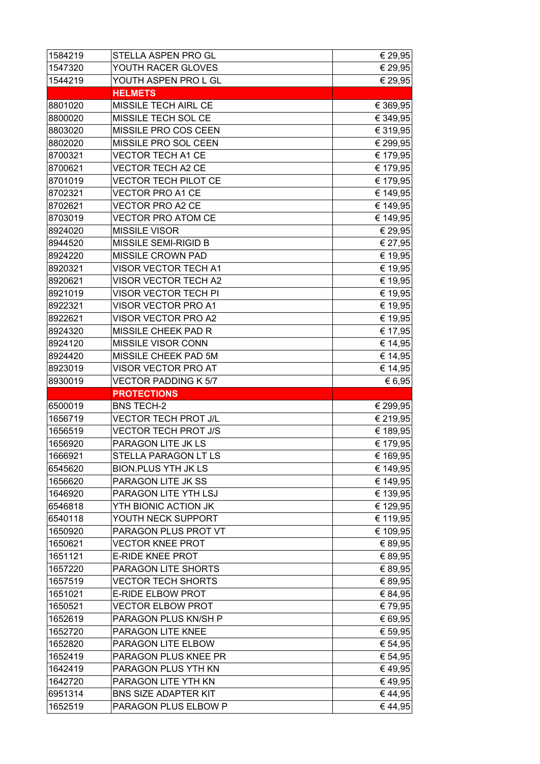| | | |
|---|---|---|
| 1584219 | STELLA ASPEN PRO GL | € 29,95 |
| 1547320 | YOUTH RACER GLOVES | € 29,95 |
| 1544219 | YOUTH ASPEN PRO L GL | € 29,95 |
| | **HELMETS** | |
| 8801020 | MISSILE TECH AIRL CE | € 369,95 |
| 8800020 | MISSILE TECH SOL CE | € 349,95 |
| 8803020 | MISSILE PRO COS CEEN | € 319,95 |
| 8802020 | MISSILE PRO SOL CEEN | € 299,95 |
| 8700321 | VECTOR TECH A1 CE | € 179,95 |
| 8700621 | VECTOR TECH A2 CE | € 179,95 |
| 8701019 | VECTOR TECH PILOT CE | € 179,95 |
| 8702321 | VECTOR PRO A1 CE | € 149,95 |
| 8702621 | VECTOR PRO A2 CE | € 149,95 |
| 8703019 | VECTOR PRO ATOM CE | € 149,95 |
| 8924020 | MISSILE VISOR | € 29,95 |
| 8944520 | MISSILE SEMI-RIGID B | € 27,95 |
| 8924220 | MISSILE CROWN PAD | € 19,95 |
| 8920321 | VISOR VECTOR TECH A1 | € 19,95 |
| 8920621 | VISOR VECTOR TECH A2 | € 19,95 |
| 8921019 | VISOR VECTOR TECH PI | € 19,95 |
| 8922321 | VISOR VECTOR PRO A1 | € 19,95 |
| 8922621 | VISOR VECTOR PRO A2 | € 19,95 |
| 8924320 | MISSILE CHEEK PAD R | € 17,95 |
| 8924120 | MISSILE VISOR CONN | € 14,95 |
| 8924420 | MISSILE CHEEK PAD 5M | € 14,95 |
| 8923019 | VISOR VECTOR PRO AT | € 14,95 |
| 8930019 | VECTOR PADDING K 5/7 | € 6,95 |
| | **PROTECTIONS** | |
| 6500019 | BNS TECH-2 | € 299,95 |
| 1656719 | VECTOR TECH PROT J/L | € 219,95 |
| 1656519 | VECTOR TECH PROT J/S | € 189,95 |
| 1656920 | PARAGON LITE JK LS | € 179,95 |
| 1666921 | STELLA PARAGON LT LS | € 169,95 |
| 6545620 | BION.PLUS YTH JK LS | € 149,95 |
| 1656620 | PARAGON LITE JK SS | € 149,95 |
| 1646920 | PARAGON LITE YTH LSJ | € 139,95 |
| 6546818 | YTH BIONIC ACTION JK | € 129,95 |
| 6540118 | YOUTH NECK SUPPORT | € 119,95 |
| 1650920 | PARAGON PLUS PROT VT | € 109,95 |
| 1650621 | VECTOR KNEE PROT | € 89,95 |
| 1651121 | E-RIDE KNEE PROT | € 89,95 |
| 1657220 | PARAGON LITE SHORTS | € 89,95 |
| 1657519 | VECTOR TECH SHORTS | € 89,95 |
| 1651021 | E-RIDE ELBOW PROT | € 84,95 |
| 1650521 | VECTOR ELBOW PROT | € 79,95 |
| 1652619 | PARAGON PLUS KN/SH P | € 69,95 |
| 1652720 | PARAGON LITE KNEE | € 59,95 |
| 1652820 | PARAGON LITE ELBOW | € 54,95 |
| 1652419 | PARAGON PLUS KNEE PR | € 54,95 |
| 1642419 | PARAGON PLUS YTH KN | € 49,95 |
| 1642720 | PARAGON LITE YTH KN | € 49,95 |
| 6951314 | BNS SIZE ADAPTER KIT | € 44,95 |
| 1652519 | PARAGON PLUS ELBOW P | € 44,95 |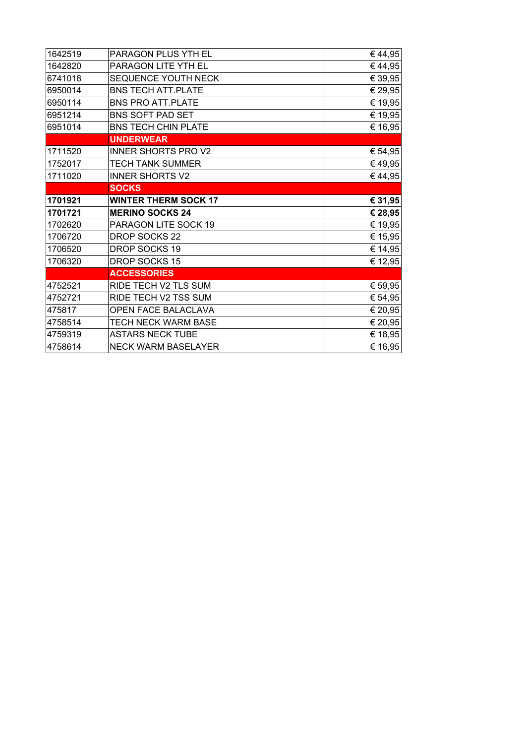| | | |
|---|---|---|
| 1642519 | PARAGON PLUS YTH EL | € 44,95 |
| 1642820 | PARAGON LITE YTH EL | € 44,95 |
| 6741018 | SEQUENCE YOUTH NECK | € 39,95 |
| 6950014 | BNS TECH ATT.PLATE | € 29,95 |
| 6950114 | BNS PRO ATT.PLATE | € 19,95 |
| 6951214 | BNS SOFT PAD SET | € 19,95 |
| 6951014 | BNS TECH CHIN PLATE | € 16,95 |
| | **UNDERWEAR** | |
| 1711520 | INNER SHORTS PRO V2 | € 54,95 |
| 1752017 | TECH TANK SUMMER | € 49,95 |
| 1711020 | INNER SHORTS V2 | € 44,95 |
| | **SOCKS** | |
| **1701921** | **WINTER THERM SOCK 17** | **€ 31,95** |
| **1701721** | **MERINO SOCKS 24** | **€ 28,95** |
| 1702620 | PARAGON LITE SOCK 19 | € 19,95 |
| 1706720 | DROP SOCKS 22 | € 15,95 |
| 1706520 | DROP SOCKS 19 | € 14,95 |
| 1706320 | DROP SOCKS 15 | € 12,95 |
| | **ACCESSORIES** | |
| 4752521 | RIDE TECH V2 TLS SUM | € 59,95 |
| 4752721 | RIDE TECH V2 TSS SUM | € 54,95 |
| 475817 | OPEN FACE BALACLAVA | € 20,95 |
| 4758514 | TECH NECK WARM BASE | € 20,95 |
| 4759319 | ASTARS NECK TUBE | € 18,95 |
| 4758614 | NECK WARM BASELAYER | € 16,95 |